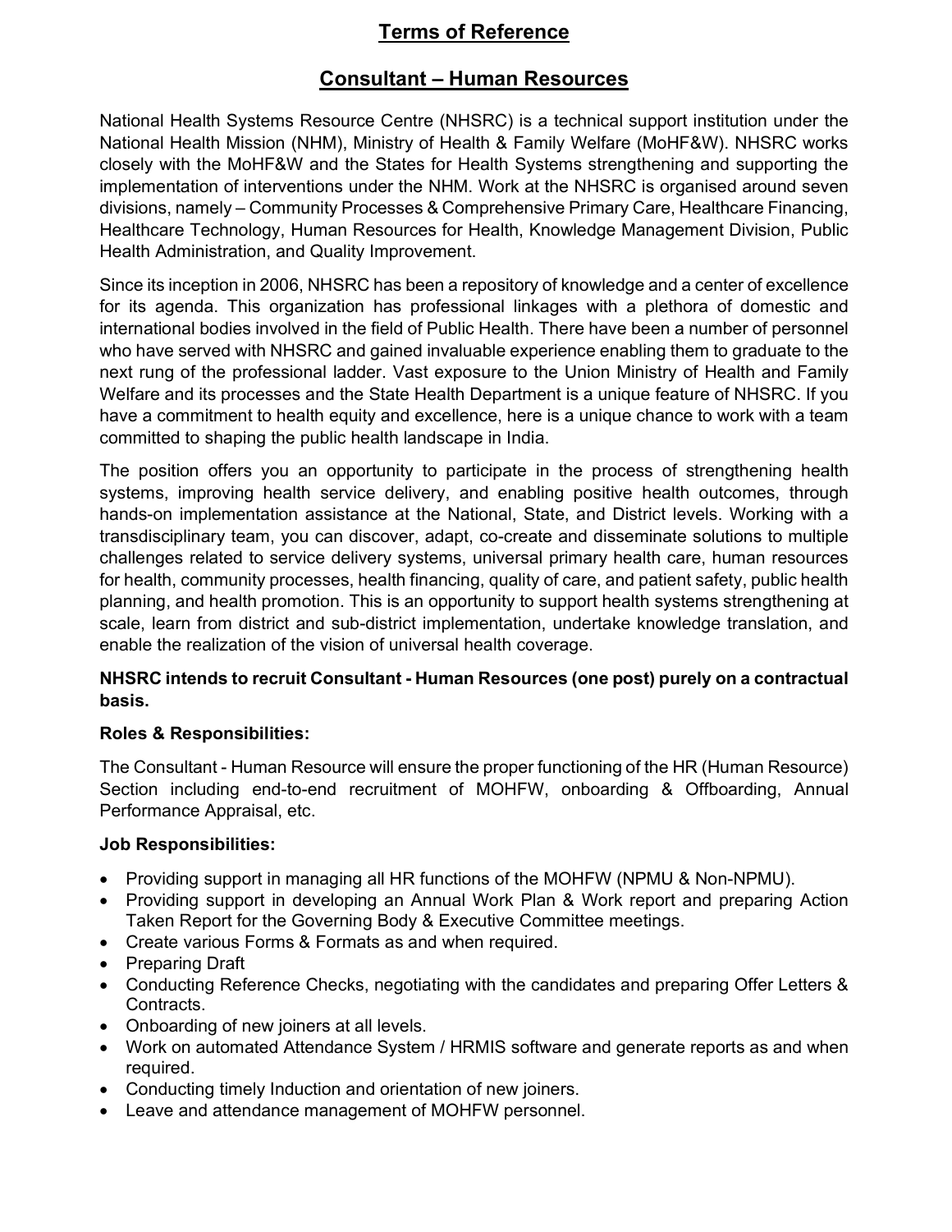# Terms of Reference

## Consultant – Human Resources

National Health Systems Resource Centre (NHSRC) is a technical support institution under the National Health Mission (NHM), Ministry of Health & Family Welfare (MoHF&W). NHSRC works closely with the MoHF&W and the States for Health Systems strengthening and supporting the implementation of interventions under the NHM. Work at the NHSRC is organised around seven divisions, namely – Community Processes & Comprehensive Primary Care, Healthcare Financing, Healthcare Technology, Human Resources for Health, Knowledge Management Division, Public Health Administration, and Quality Improvement.

Since its inception in 2006, NHSRC has been a repository of knowledge and a center of excellence for its agenda. This organization has professional linkages with a plethora of domestic and international bodies involved in the field of Public Health. There have been a number of personnel who have served with NHSRC and gained invaluable experience enabling them to graduate to the next rung of the professional ladder. Vast exposure to the Union Ministry of Health and Family Welfare and its processes and the State Health Department is a unique feature of NHSRC. If you have a commitment to health equity and excellence, here is a unique chance to work with a team committed to shaping the public health landscape in India.

The position offers you an opportunity to participate in the process of strengthening health systems, improving health service delivery, and enabling positive health outcomes, through hands-on implementation assistance at the National, State, and District levels. Working with a transdisciplinary team, you can discover, adapt, co-create and disseminate solutions to multiple challenges related to service delivery systems, universal primary health care, human resources for health, community processes, health financing, quality of care, and patient safety, public health planning, and health promotion. This is an opportunity to support health systems strengthening at scale, learn from district and sub-district implementation, undertake knowledge translation, and enable the realization of the vision of universal health coverage.

**NHSRC intends to recruit Consultant - Human Resources (one post) purely on a contractual basis.**

**Roles & Responsibilities:**

The Consultant - Human Resource will ensure the proper functioning of the HR (Human Resource) Section including end-to-end recruitment of MOHFW, onboarding & Offboarding, Annual Performance Appraisal, etc.

**Job Responsibilities:**

- Providing support in managing all HR functions of the MOHFW (NPMU & Non-NPMU).
- Providing support in developing an Annual Work Plan & Work report and preparing Action Taken Report for the Governing Body & Executive Committee meetings.
- Create various Forms & Formats as and when required.
- Preparing Draft
- Conducting Reference Checks, negotiating with the candidates and preparing Offer Letters & Contracts.
- Onboarding of new joiners at all levels.
- Work on automated Attendance System / HRMIS software and generate reports as and when required.
- Conducting timely Induction and orientation of new joiners.
- Leave and attendance management of MOHFW personnel.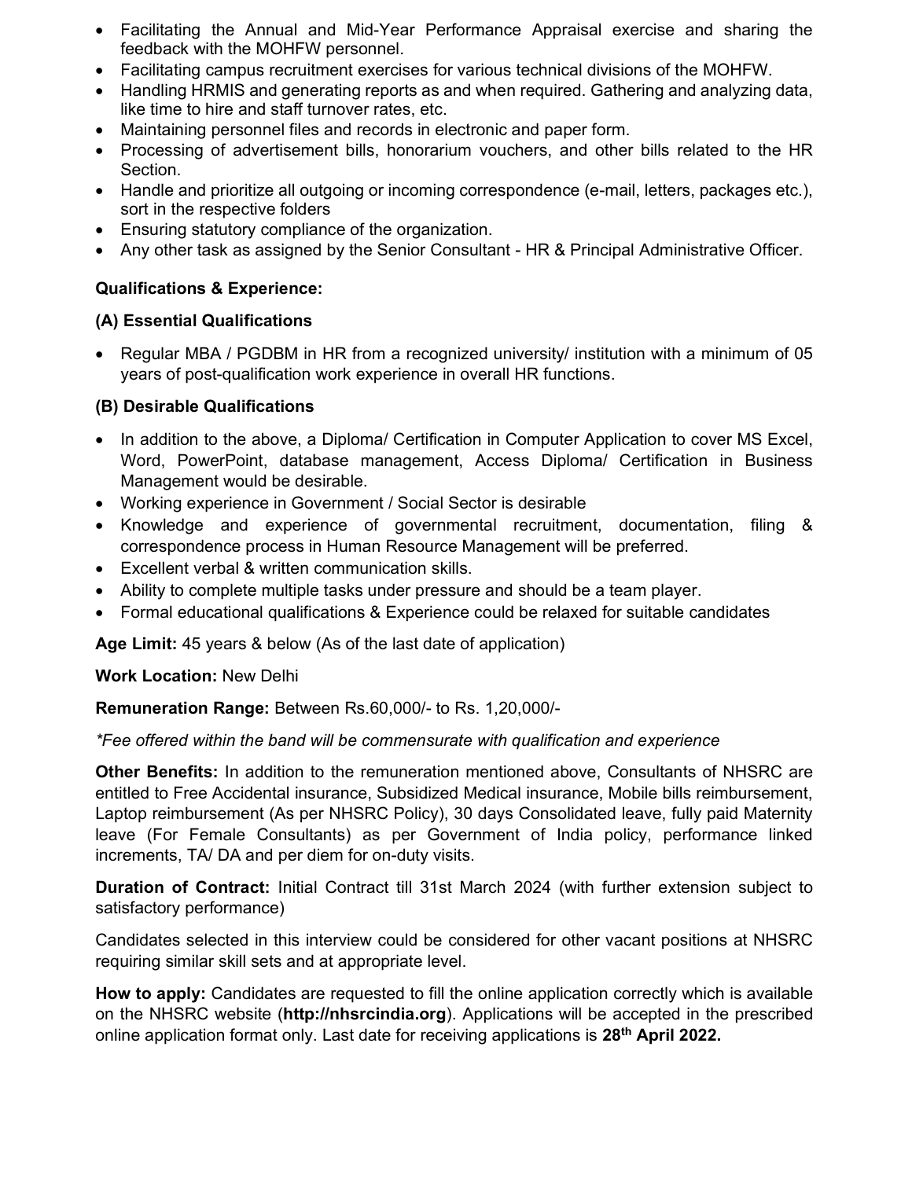- Facilitating the Annual and Mid-Year Performance Appraisal exercise and sharing the feedback with the MOHFW personnel.
- Facilitating campus recruitment exercises for various technical divisions of the MOHFW.
- Handling HRMIS and generating reports as and when required. Gathering and analyzing data, like time to hire and staff turnover rates, etc.
- Maintaining personnel files and records in electronic and paper form.
- Processing of advertisement bills, honorarium vouchers, and other bills related to the HR Section.
- Handle and prioritize all outgoing or incoming correspondence (e-mail, letters, packages etc.), sort in the respective folders
- Ensuring statutory compliance of the organization.
- Any other task as assigned by the Senior Consultant - HR & Principal Administrative Officer.

**Qualifications & Experience:**

**(A) Essential Qualifications**

- Regular MBA / PGDBM in HR from a recognized university/ institution with a minimum of 05 years of post-qualification work experience in overall HR functions.

**(B) Desirable Qualifications**

- In addition to the above, a Diploma/ Certification in Computer Application to cover MS Excel, Word, PowerPoint, database management, Access Diploma/ Certification in Business Management would be desirable.
- Working experience in Government / Social Sector is desirable
- Knowledge and experience of governmental recruitment, documentation, filing & correspondence process in Human Resource Management will be preferred.
- Excellent verbal & written communication skills.
- Ability to complete multiple tasks under pressure and should be a team player.
- Formal educational qualifications & Experience could be relaxed for suitable candidates

**Age Limit:** 45 years & below (As of the last date of application)

**Work Location:** New Delhi

**Remuneration Range:** Between Rs.60,000/- to Rs. 1,20,000/-

*\*Fee offered within the band will be commensurate with qualification and experience*

**Other Benefits:** In addition to the remuneration mentioned above, Consultants of NHSRC are entitled to Free Accidental insurance, Subsidized Medical insurance, Mobile bills reimbursement, Laptop reimbursement (As per NHSRC Policy), 30 days Consolidated leave, fully paid Maternity leave (For Female Consultants) as per Government of India policy, performance linked increments, TA/ DA and per diem for on-duty visits.

**Duration of Contract:** Initial Contract till 31st March 2024 (with further extension subject to satisfactory performance)

Candidates selected in this interview could be considered for other vacant positions at NHSRC requiring similar skill sets and at appropriate level.

**How to apply:** Candidates are requested to fill the online application correctly which is available on the NHSRC website (**http://nhsrcindia.org**). Applications will be accepted in the prescribed online application format only. Last date for receiving applications is **28th April 2022.**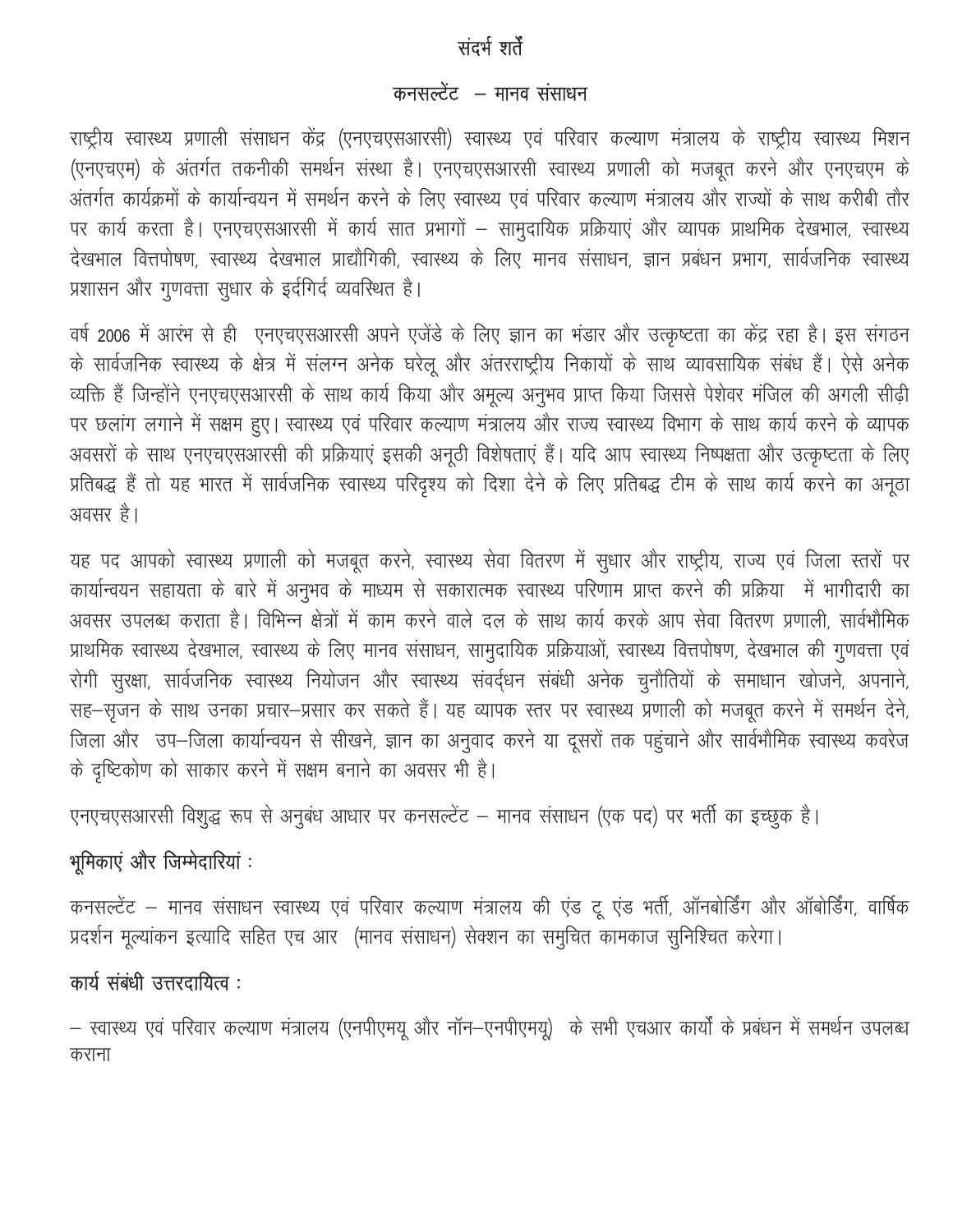## संदर्भ शर्तें

## कनसल्टेंट – मानव संसाधन

राष्ट्रीय स्वास्थ्य प्रणाली संसाधन केंद्र (एनएचएसआरसी) स्वास्थ्य एवं परिवार कल्याण मंत्रालय के राष्ट्रीय स्वास्थ्य मिशन (एनएचएम) के अंतर्गत तकनीकी समर्थन संस्था है। एनएचएसआरसी स्वास्थ्य प्रणाली को मजबूत करने और एनएचएम के अंतर्गत कार्यक्रमों के कार्यान्वयन में समर्थन करने के लिए स्वास्थ्य एवं परिवार कल्याण मंत्रालय और राज्यों के साथ करीबी तौर पर कार्य करता है। एनएचएसआरसी में कार्य सात प्रभागों – सामुदायिक प्रक्रियाएं और व्यापक प्राथमिक देखभाल, स्वास्थ्य देखभाल वित्तपोषण, स्वास्थ्य देखभाल प्राद्यौगिकी, स्वास्थ्य के लिए मानव संसाधन, ज्ञान प्रबंधन प्रभाग, सार्वजनिक स्वास्थ्य प्रशासन और गुणवत्ता सुधार के इर्दगिर्द व्यवस्थित है।

वर्ष 2006 में आरंभ से ही एनएचएसआरसी अपने एजेंडे के लिए ज्ञान का भंडार और उत्कृष्टता का केंद्र रहा है। इस संगठन के सार्वजनिक स्वास्थ्य के क्षेत्र में संलग्न अनेक घरेलू और अंतरराष्ट्रीय निकायों के साथ व्यावसायिक संबंध हैं। ऐसे अनेक व्यक्ति हैं जिन्होंने एनएचएसआरसी के साथ कार्य किया और अमूल्य अनुभव प्राप्त किया जिससे पेशेवर मंजिल की अगली सीढ़ी पर छलांग लगाने में सक्षम हुए। स्वास्थ्य एवं परिवार कल्याण मंत्रालय और राज्य स्वास्थ्य विभाग के साथ कार्य करने के व्यापक अवसरों के साथ एनएचएसआरसी की प्रक्रियाएं इसकी अनूठी विशेषताएं हैं। यदि आप स्वास्थ्य निष्पक्षता और उत्कृष्टता के लिए प्रतिबद्ध हैं तो यह भारत में सार्वजनिक स्वास्थ्य परिदृश्य को दिशा देने के लिए प्रतिबद्ध टीम के साथ कार्य करने का अनूठा अवसर है।

यह पद आपको स्वास्थ्य प्रणाली को मजबूत करने, स्वास्थ्य सेवा वितरण में सुधार और राष्ट्रीय, राज्य एवं जिला स्तरों पर कार्यान्वयन सहायता के बारे में अनुभव के माध्यम से सकारात्मक स्वास्थ्य परिणाम प्राप्त करने की प्रक्रिया में भागीदारी का अवसर उपलब्ध कराता है। विभिन्न क्षेत्रों में काम करने वाले दल के साथ कार्य करके आप सेवा वितरण प्रणाली, सार्वभौमिक प्राथमिक स्वास्थ्य देखभाल, स्वास्थ्य के लिए मानव संसाधन, सामुदायिक प्रक्रियाओं, स्वास्थ्य वित्तपोषण, देखभाल की गुणवत्ता एवं रोगी सुरक्षा, सार्वजनिक स्वास्थ्य नियोजन और स्वास्थ्य संवर्द्धन संबंधी अनेक चुनौतियों के समाधान खोजने, अपनाने, सह–सृजन के साथ उनका प्रचार–प्रसार कर सकते हैं। यह व्यापक स्तर पर स्वास्थ्य प्रणाली को मजबूत करने में समर्थन देने, जिला और उप–जिला कार्यान्वयन से सीखने, ज्ञान का अनुवाद करने या दूसरों तक पहुंचाने और सार्वभौमिक स्वास्थ्य कवरेज के दृष्टिकोण को साकार करने में सक्षम बनाने का अवसर भी है।

एनएचएसआरसी विशुद्ध रूप से अनुबंध आधार पर कनसल्टेंट – मानव संसाधन (एक पद) पर भर्ती का इच्छुक है।

### भूमिकाएं और जिम्मेदारियां :

कनसल्टेंट – मानव संसाधन स्वास्थ्य एवं परिवार कल्याण मंत्रालय की एंड टू एंड भर्ती, ऑनबोर्डिंग और ऑबोर्डिंग, वार्षिक प्रदर्शन मूल्यांकन इत्यादि सहित एच आर (मानव संसाधन) सेक्शन का समुचित कामकाज सुनिश्चित करेगा।

### कार्य संबंधी उत्तरदायित्व :

– स्वास्थ्य एवं परिवार कल्याण मंत्रालय (एनपीएमयू और नॉन–एनपीएमयू) के सभी एचआर कार्यों के प्रबंधन में समर्थन उपलब्ध कराना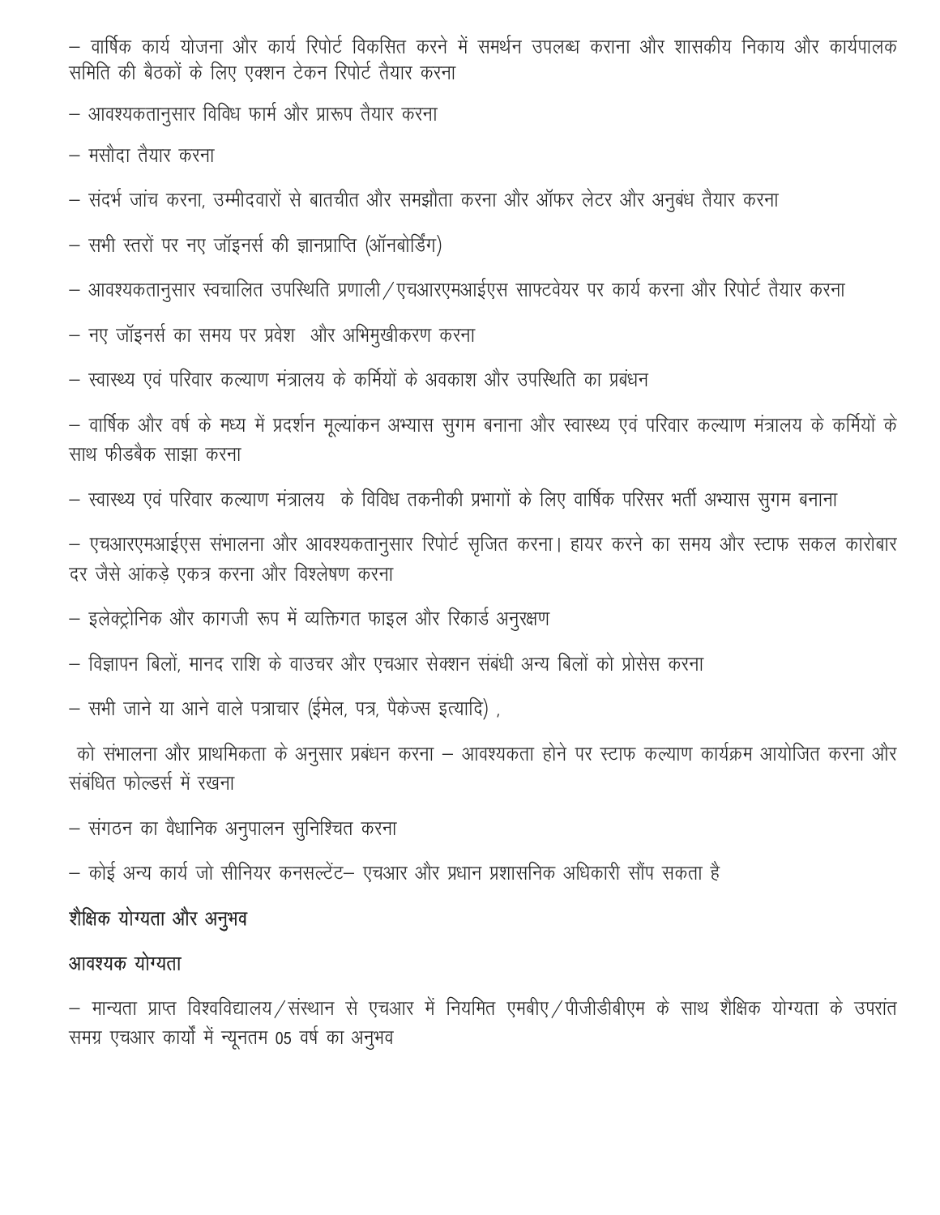– वार्षिक कार्य योजना और कार्य रिपोर्ट विकसित करने में समर्थन उपलब्ध कराना और शासकीय निकाय और कार्यपालक समिति की बैठकों के लिए एक्शन टेकन रिपोर्ट तैयार करना

– आवश्यकतानुसार विविध फार्म और प्रारूप तैयार करना

– मसौदा तैयार करना

– संदर्भ जांच करना, उम्मीदवारों से बातचीत और समझौता करना और ऑफर लेटर और अनुबंध तैयार करना

– सभी स्तरों पर नए जॉइनर्स की ज्ञानप्राप्ति (ऑनबोर्डिंग)

– आवश्यकतानुसार स्वचालित उपस्थिति प्रणाली/एचआरएमआईएस साफ्टवेयर पर कार्य करना और रिपोर्ट तैयार करना

– नए जॉइनर्स का समय पर प्रवेश और अभिमुखीकरण करना

– स्वास्थ्य एवं परिवार कल्याण मंत्रालय के कर्मियों के अवकाश और उपस्थिति का प्रबंधन

– वार्षिक और वर्ष के मध्य में प्रदर्शन मूल्यांकन अभ्यास सुगम बनाना और स्वास्थ्य एवं परिवार कल्याण मंत्रालय के कर्मियों के साथ फीडबैक साझा करना

– स्वास्थ्य एवं परिवार कल्याण मंत्रालय के विविध तकनीकी प्रभागों के लिए वार्षिक परिसर भर्ती अभ्यास सुगम बनाना

– एचआरएमआईएस संभालना और आवश्यकतानुसार रिपोर्ट सृजित करना। हायर करने का समय और स्टाफ सकल कारोबार दर जैसे आंकड़े एकत्र करना और विश्लेषण करना

– इलेक्ट्रोनिक और कागजी रूप में व्यक्तिगत फाइल और रिकार्ड अनुरक्षण

– विज्ञापन बिलों, मानद राशि के वाउचर और एचआर सेक्शन संबंधी अन्य बिलों को प्रोसेस करना

– सभी जाने या आने वाले पत्राचार (ईमेल, पत्र, पैकेज्स इत्यादि) ,

को संभालना और प्राथमिकता के अनुसार प्रबंधन करना – आवश्यकता होने पर स्टाफ कल्याण कार्यक्रम आयोजित करना और संबंधित फोल्डर्स में रखना

– संगठन का वैधानिक अनुपालन सुनिश्चित करना

– कोई अन्य कार्य जो सीनियर कनसल्टेंट– एचआर और प्रधान प्रशासनिक अधिकारी सौंप सकता है

**शैक्षिक योग्यता और अनुभव**

**आवश्यक योग्यता**

– मान्यता प्राप्त विश्वविद्यालय/संस्थान से एचआर में नियमित एमबीए/पीजीडीबीएम के साथ शैक्षिक योग्यता के उपरांत समग्र एचआर कार्यों में न्यूनतम 05 वर्ष का अनुभव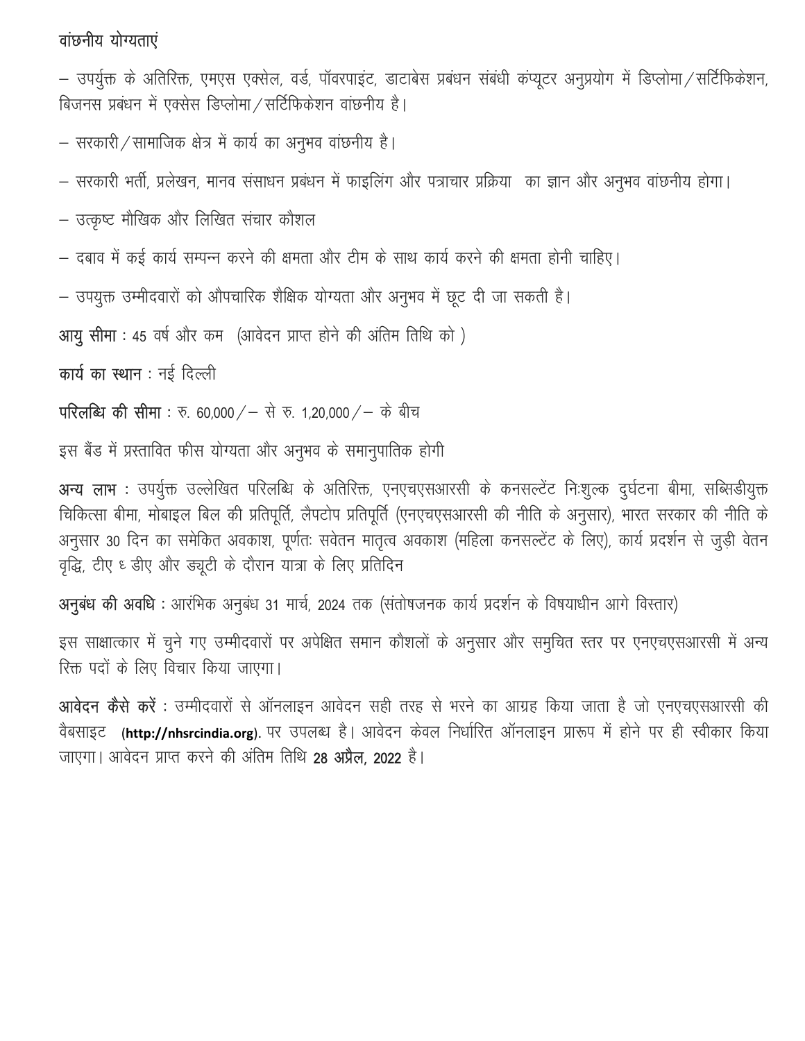वांछनीय योग्यताएं

– उपर्युक्त के अतिरिक्त, एमएस एक्सेल, वर्ड, पॉवरपाइंट, डाटाबेस प्रबंधन संबंधी कंप्यूटर अनुप्रयोग में डिप्लोमा/सर्टिफिकेशन, बिजनस प्रबंधन में एक्सेस डिप्लोमा/सर्टिफिकेशन वांछनीय है।

– सरकारी/सामाजिक क्षेत्र में कार्य का अनुभव वांछनीय है।

– सरकारी भर्ती, प्रलेखन, मानव संसाधन प्रबंधन में फाइलिंग और पत्राचार प्रक्रिया का ज्ञान और अनुभव वांछनीय होगा।

– उत्कृष्ट मौखिक और लिखित संचार कौशल

– दबाव में कई कार्य सम्पन्न करने की क्षमता और टीम के साथ कार्य करने की क्षमता होनी चाहिए।

– उपयुक्त उम्मीदवारों को औपचारिक शैक्षिक योग्यता और अनुभव में छूट दी जा सकती है।

**आयु सीमा** : 45 वर्ष और कम (आवेदन प्राप्त होने की अंतिम तिथि को )

**कार्य का स्थान** : नई दिल्ली

**परिलब्धि की सीमा** : रु. 60,000/– से रु. 1,20,000/– के बीच

इस बैंड में प्रस्तावित फीस योग्यता और अनुभव के समानुपातिक होगी

**अन्य लाभ** : उपर्युक्त उल्लेखित परिलब्धि के अतिरिक्त, एनएचएसआरसी के कनसल्टेंट निःशुल्क दुर्घटना बीमा, सब्सिडीयुक्त चिकित्सा बीमा, मोबाइल बिल की प्रतिपूर्ति, लैपटोप प्रतिपूर्ति (एनएचएसआरसी की नीति के अनुसार), भारत सरकार की नीति के अनुसार 30 दिन का समेकित अवकाश, पूर्णतः सवेतन मातृत्व अवकाश (महिला कनसल्टेंट के लिए), कार्य प्रदर्शन से जुड़ी वेतन वृद्धि, टीए ६ डीए और ड्यूटी के दौरान यात्रा के लिए प्रतिदिन

**अनुबंध की अवधि** : आरंभिक अनुबंध 31 मार्च, 2024 तक (संतोषजनक कार्य प्रदर्शन के विषयाधीन आगे विस्तार)

इस साक्षात्कार में चुने गए उम्मीदवारों पर अपेक्षित समान कौशलों के अनुसार और समुचित स्तर पर एनएचएसआरसी में अन्य रिक्त पदों के लिए विचार किया जाएगा।

**आवेदन कैसे करें** : उम्मीदवारों से ऑनलाइन आवेदन सही तरह से भरने का आग्रह किया जाता है जो एनएचएसआरसी की वैबसाइट **(http://nhsrcindia.org)**. पर उपलब्ध है। आवेदन केवल निर्धारित ऑनलाइन प्रारूप में होने पर ही स्वीकार किया जाएगा। आवेदन प्राप्त करने की अंतिम तिथि **28 अप्रैल, 2022** है।